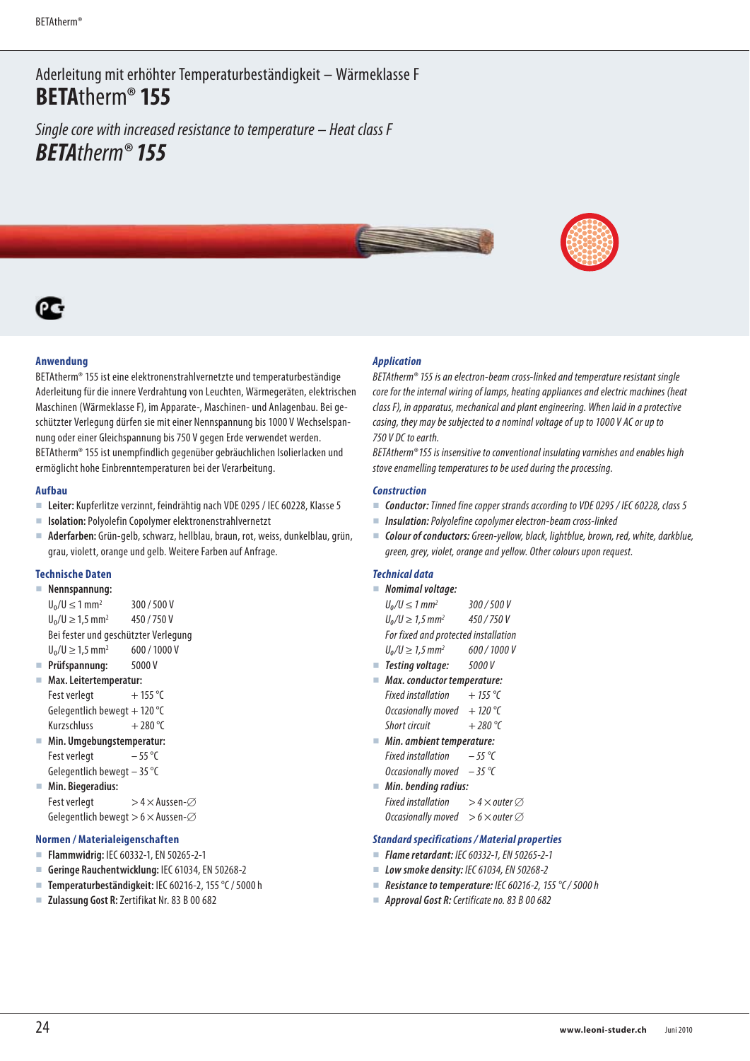# Aderleitung mit erhöhter Temperaturbeständigkeit – Wärmeklasse F
# BETAtherm® 155

*Single core with increased resistance to temperature – Heat class F*
***BETAtherm® 155***

## Anwendung

BETAtherm® 155 ist eine elektronenstrahlvernetzte und temperaturbeständige Aderleitung für die innere Verdrahtung von Leuchten, Wärmegeräten, elektrischen Maschinen (Wärmeklasse F), im Apparate-, Maschinen- und Anlagenbau. Bei geschützter Verlegung dürfen sie mit einer Nennspannung bis 1000 V Wechselspannung oder einer Gleichspannung bis 750 V gegen Erde verwendet werden.
BETAtherm® 155 ist unempfindlich gegenüber gebräuchlichen Isolierlacken und ermöglicht hohe Einbrenntemperaturen bei der Verarbeitung.

## Aufbau

- **Leiter:** Kupferlitze verzinnt, feindrähtig nach VDE 0295 / IEC 60228, Klasse 5
- **Isolation:** Polyolefin Copolymer elektronenstrahlvernetzt
- **Aderfarben:** Grün-gelb, schwarz, hellblau, braun, rot, weiss, dunkelblau, grün, grau, violett, orange und gelb. Weitere Farben auf Anfrage.

## Technische Daten

- **Nennspannung:**
  - $U_0/U \leq 1\ mm^2$ 300 / 500 V
  - $U_0/U \geq 1{,}5\ mm^2$ 450 / 750 V
  - Bei fester und geschützter Verlegung
  - $U_0/U \geq 1{,}5\ mm^2$ 600 / 1000 V
- **Prüfspannung:** 5000 V
- **Max. Leitertemperatur:**
  - Fest verlegt + 155 °C
  - Gelegentlich bewegt + 120 °C
  - Kurzschluss + 280 °C
- **Min. Umgebungstemperatur:**
  - Fest verlegt – 55 °C
  - Gelegentlich bewegt – 35 °C
- **Min. Biegeradius:**
  - Fest verlegt > 4 × Aussen-∅
  - Gelegentlich bewegt > 6 × Aussen-∅

## Normen / Materialeigenschaften

- **Flammwidrig:** IEC 60332-1, EN 50265-2-1
- **Geringe Rauchentwicklung:** IEC 61034, EN 50268-2
- **Temperaturbeständigkeit:** IEC 60216-2, 155 °C / 5000 h
- **Zulassung Gost R:** Zertifikat Nr. 83 B 00 682

## *Application*

*BETAtherm® 155 is an electron-beam cross-linked and temperature resistant single core for the internal wiring of lamps, heating appliances and electric machines (heat class F), in apparatus, mechanical and plant engineering. When laid in a protective casing, they may be subjected to a nominal voltage of up to 1000 V AC or up to 750 V DC to earth.*
*BETAtherm® 155 is insensitive to conventional insulating varnishes and enables high stove enamelling temperatures to be used during the processing.*

## *Construction*

- ***Conductor:*** *Tinned fine copper strands according to VDE 0295 / IEC 60228, class 5*
- ***Insulation:*** *Polyolefine copolymer electron-beam cross-linked*
- ***Colour of conductors:*** *Green-yellow, black, lightblue, brown, red, white, darkblue, green, grey, violet, orange and yellow. Other colours upon request.*

## *Technical data*

- ***Nominal voltage:***
  - $U_0/U \leq 1\ mm^2$ *300 / 500 V*
  - $U_0/U \geq 1{,}5\ mm^2$ *450 / 750 V*
  - *For fixed and protected installation*
  - $U_0/U \geq 1{,}5\ mm^2$ *600 / 1000 V*
- ***Testing voltage:*** *5000 V*
- ***Max. conductor temperature:***
  - *Fixed installation + 155 °C*
  - *Occasionally moved + 120 °C*
  - *Short circuit + 280 °C*
- ***Min. ambient temperature:***
  - *Fixed installation – 55 °C*
  - *Occasionally moved – 35 °C*
- ***Min. bending radius:***
  - *Fixed installation > 4 × outer ∅*
  - *Occasionally moved > 6 × outer ∅*

## *Standard specifications / Material properties*

- ***Flame retardant:*** *IEC 60332-1, EN 50265-2-1*
- ***Low smoke density:*** *IEC 61034, EN 50268-2*
- ***Resistance to temperature:*** *IEC 60216-2, 155 °C / 5000 h*
- ***Approval Gost R:*** *Certificate no. 83 B 00 682*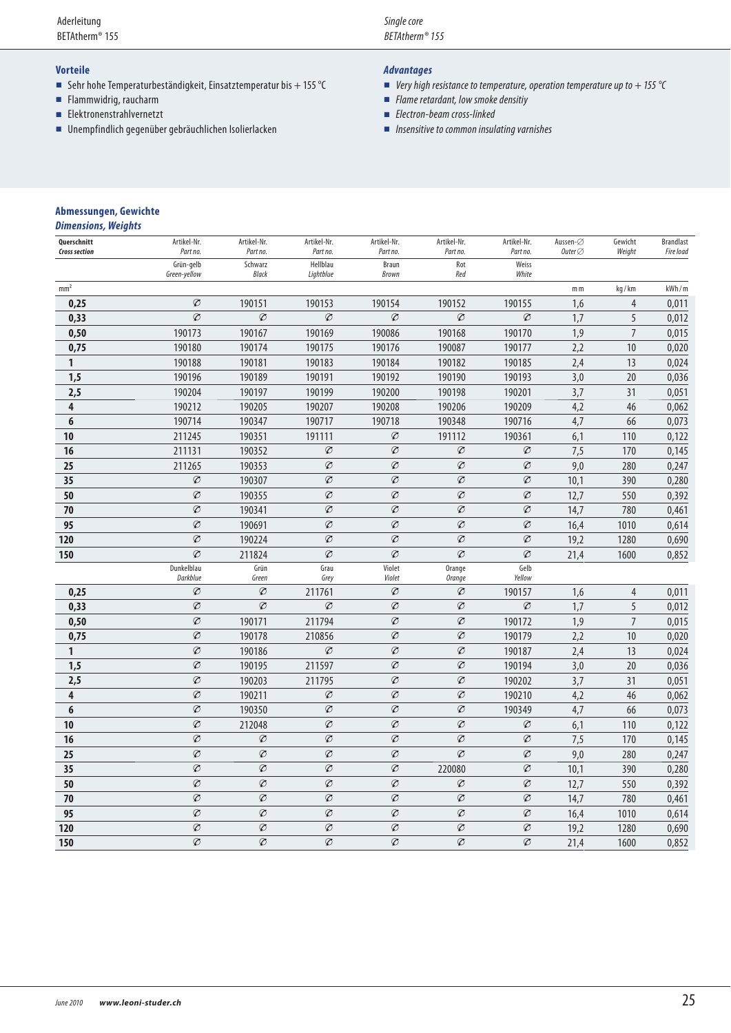### Vorteile

- Sehr hohe Temperaturbeständigkeit, Einsatztemperatur bis + 155 °C
- Flammwidrig, raucharm
- Elektronenstrahlvernetzt
- Unempfindlich gegenüber gebräuchlichen Isolierlacken

### *Advantages*

- *Very high resistance to temperature, operation temperature up to + 155 °C*
- *Flame retardant, low smoke densitiy*
- *Electron-beam cross-linked*
- *Insensitive to common insulating varnishes*

### Abmessungen, Gewichte
### *Dimensions, Weights*

| Querschnitt *Cross section* | Artikel-Nr. *Part no.* | Artikel-Nr. *Part no.* | Artikel-Nr. *Part no.* | Artikel-Nr. *Part no.* | Artikel-Nr. *Part no.* | Artikel-Nr. *Part no.* | Aussen-∅ *Outer ∅* | Gewicht *Weight* | Brandlast *Fire load* |
|---|---|---|---|---|---|---|---|---|---|
| | Grün-gelb *Green-yellow* | Schwarz *Black* | Hellblau *Lightblue* | Braun *Brown* | Rot *Red* | Weiss *White* | | | |
| mm² | | | | | | | mm | kg/km | kWh/m |
| **0,25** | ∅ | 190151 | 190153 | 190154 | 190152 | 190155 | 1,6 | 4 | 0,011 |
| **0,33** | ∅ | ∅ | ∅ | ∅ | ∅ | ∅ | 1,7 | 5 | 0,012 |
| **0,50** | 190173 | 190167 | 190169 | 190086 | 190168 | 190170 | 1,9 | 7 | 0,015 |
| **0,75** | 190180 | 190174 | 190175 | 190176 | 190087 | 190177 | 2,2 | 10 | 0,020 |
| **1** | 190188 | 190181 | 190183 | 190184 | 190182 | 190185 | 2,4 | 13 | 0,024 |
| **1,5** | 190196 | 190189 | 190191 | 190192 | 190190 | 190193 | 3,0 | 20 | 0,036 |
| **2,5** | 190204 | 190197 | 190199 | 190200 | 190198 | 190201 | 3,7 | 31 | 0,051 |
| **4** | 190212 | 190205 | 190207 | 190208 | 190206 | 190209 | 4,2 | 46 | 0,062 |
| **6** | 190714 | 190347 | 190717 | 190718 | 190348 | 190716 | 4,7 | 66 | 0,073 |
| **10** | 211245 | 190351 | 191111 | ∅ | 191112 | 190361 | 6,1 | 110 | 0,122 |
| **16** | 211131 | 190352 | ∅ | ∅ | ∅ | ∅ | 7,5 | 170 | 0,145 |
| **25** | 211265 | 190353 | ∅ | ∅ | ∅ | ∅ | 9,0 | 280 | 0,247 |
| **35** | ∅ | 190307 | ∅ | ∅ | ∅ | ∅ | 10,1 | 390 | 0,280 |
| **50** | ∅ | 190355 | ∅ | ∅ | ∅ | ∅ | 12,7 | 550 | 0,392 |
| **70** | ∅ | 190341 | ∅ | ∅ | ∅ | ∅ | 14,7 | 780 | 0,461 |
| **95** | ∅ | 190691 | ∅ | ∅ | ∅ | ∅ | 16,4 | 1010 | 0,614 |
| **120** | ∅ | 190224 | ∅ | ∅ | ∅ | ∅ | 19,2 | 1280 | 0,690 |
| **150** | ∅ | 211824 | ∅ | ∅ | ∅ | ∅ | 21,4 | 1600 | 0,852 |
| | Dunkelblau *Darkblue* | Grün *Green* | Grau *Grey* | Violet *Violet* | Orange *Orange* | Gelb *Yellow* | | | |
| **0,25** | ∅ | ∅ | 211761 | ∅ | ∅ | 190157 | 1,6 | 4 | 0,011 |
| **0,33** | ∅ | ∅ | ∅ | ∅ | ∅ | ∅ | 1,7 | 5 | 0,012 |
| **0,50** | ∅ | 190171 | 211794 | ∅ | ∅ | 190172 | 1,9 | 7 | 0,015 |
| **0,75** | ∅ | 190178 | 210856 | ∅ | ∅ | 190179 | 2,2 | 10 | 0,020 |
| **1** | ∅ | 190186 | ∅ | ∅ | ∅ | 190187 | 2,4 | 13 | 0,024 |
| **1,5** | ∅ | 190195 | 211597 | ∅ | ∅ | 190194 | 3,0 | 20 | 0,036 |
| **2,5** | ∅ | 190203 | 211795 | ∅ | ∅ | 190202 | 3,7 | 31 | 0,051 |
| **4** | ∅ | 190211 | ∅ | ∅ | ∅ | 190210 | 4,2 | 46 | 0,062 |
| **6** | ∅ | 190350 | ∅ | ∅ | ∅ | 190349 | 4,7 | 66 | 0,073 |
| **10** | ∅ | 212048 | ∅ | ∅ | ∅ | ∅ | 6,1 | 110 | 0,122 |
| **16** | ∅ | ∅ | ∅ | ∅ | ∅ | ∅ | 7,5 | 170 | 0,145 |
| **25** | ∅ | ∅ | ∅ | ∅ | ∅ | ∅ | 9,0 | 280 | 0,247 |
| **35** | ∅ | ∅ | ∅ | ∅ | 220080 | ∅ | 10,1 | 390 | 0,280 |
| **50** | ∅ | ∅ | ∅ | ∅ | ∅ | ∅ | 12,7 | 550 | 0,392 |
| **70** | ∅ | ∅ | ∅ | ∅ | ∅ | ∅ | 14,7 | 780 | 0,461 |
| **95** | ∅ | ∅ | ∅ | ∅ | ∅ | ∅ | 16,4 | 1010 | 0,614 |
| **120** | ∅ | ∅ | ∅ | ∅ | ∅ | ∅ | 19,2 | 1280 | 0,690 |
| **150** | ∅ | ∅ | ∅ | ∅ | ∅ | ∅ | 21,4 | 1600 | 0,852 |